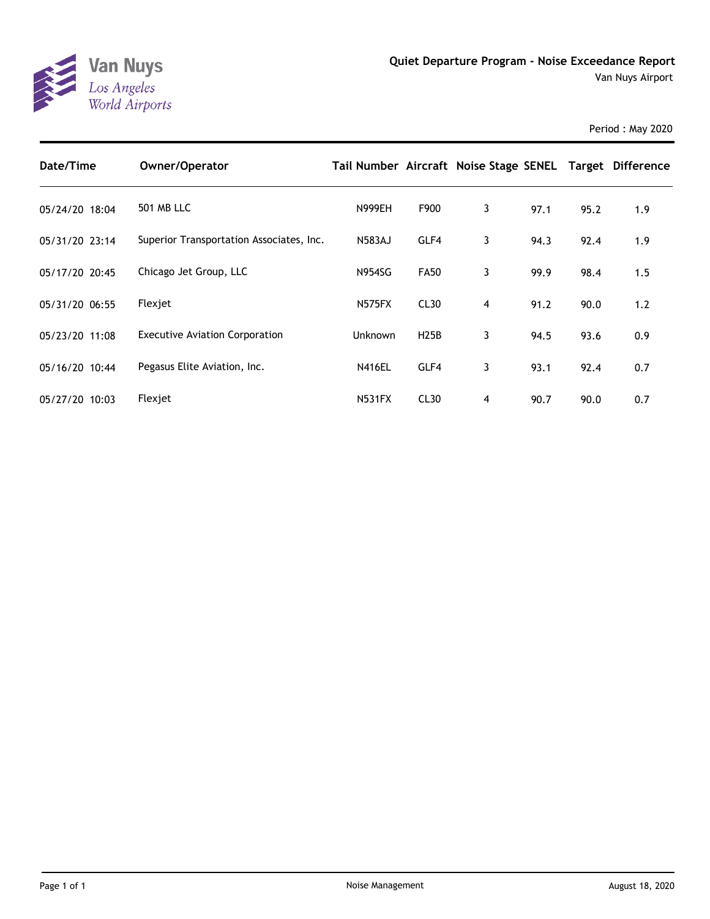Van Nuys
*Los Angeles World Airports*

# Quiet Departure Program - Noise Exceedance Report

Van Nuys Airport

Period : May 2020

| Date/Time | Owner/Operator | Tail Number | Aircraft | Noise Stage | SENEL | Target | Difference |
|---|---|---|---|---|---|---|---|
| 05/24/20 18:04 | 501 MB LLC | N999EH | F900 | 3 | 97.1 | 95.2 | 1.9 |
| 05/31/20 23:14 | Superior Transportation Associates, Inc. | N583AJ | GLF4 | 3 | 94.3 | 92.4 | 1.9 |
| 05/17/20 20:45 | Chicago Jet Group, LLC | N954SG | FA50 | 3 | 99.9 | 98.4 | 1.5 |
| 05/31/20 06:55 | Flexjet | N575FX | CL30 | 4 | 91.2 | 90.0 | 1.2 |
| 05/23/20 11:08 | Executive Aviation Corporation | Unknown | H25B | 3 | 94.5 | 93.6 | 0.9 |
| 05/16/20 10:44 | Pegasus Elite Aviation, Inc. | N416EL | GLF4 | 3 | 93.1 | 92.4 | 0.7 |
| 05/27/20 10:03 | Flexjet | N531FX | CL30 | 4 | 90.7 | 90.0 | 0.7 |

Noise Management

August 18, 2020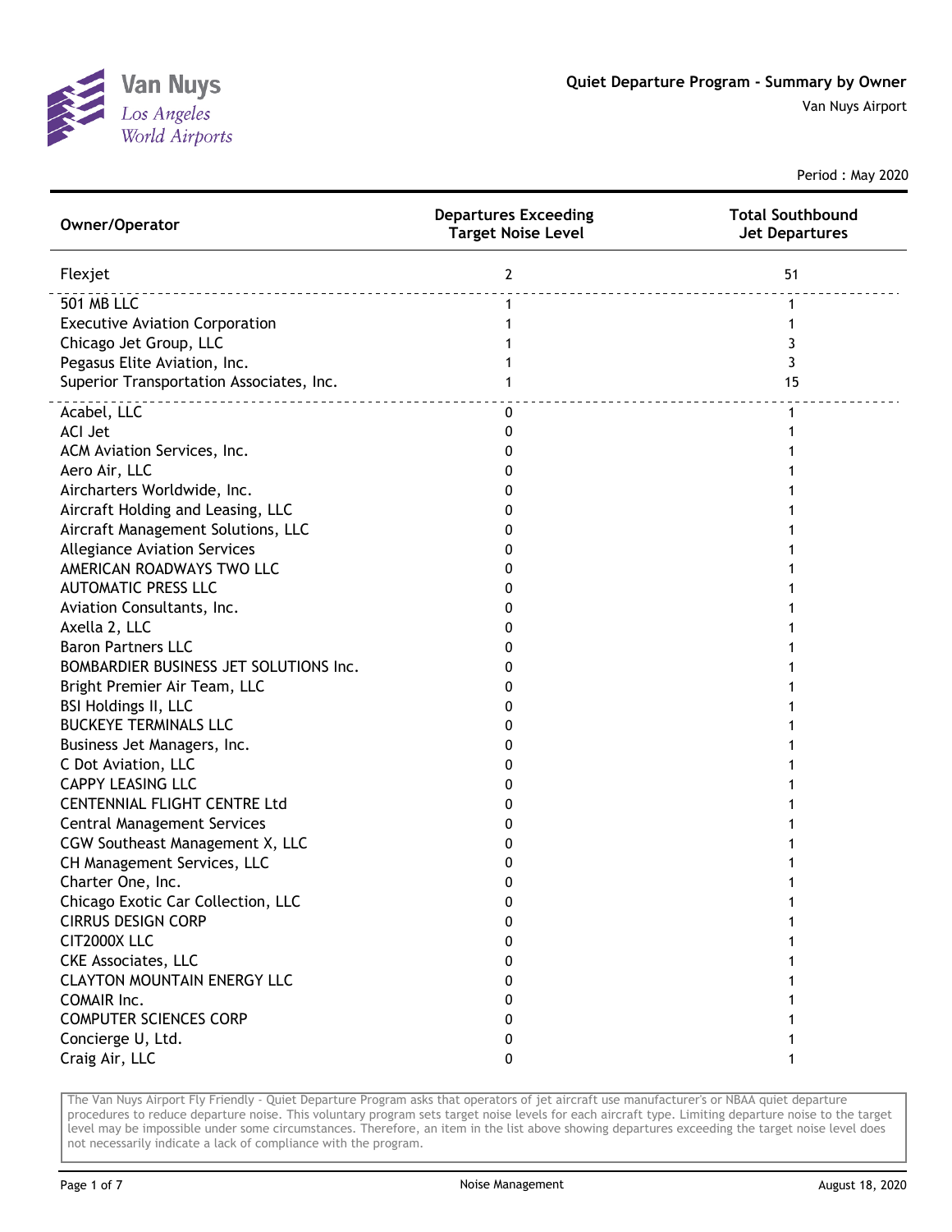# Quiet Departure Program - Summary by Owner

Van Nuys Airport

Period : May 2020

| Owner/Operator | Departures Exceeding Target Noise Level | Total Southbound Jet Departures |
|---|---|---|
| Flexjet | 2 | 51 |
| 501 MB LLC | 1 | 1 |
| Executive Aviation Corporation | 1 | 1 |
| Chicago Jet Group, LLC | 1 | 3 |
| Pegasus Elite Aviation, Inc. | 1 | 3 |
| Superior Transportation Associates, Inc. | 1 | 15 |
| Acabel, LLC | 0 | 1 |
| ACI Jet | 0 | 1 |
| ACM Aviation Services, Inc. | 0 | 1 |
| Aero Air, LLC | 0 | 1 |
| Aircharters Worldwide, Inc. | 0 | 1 |
| Aircraft Holding and Leasing, LLC | 0 | 1 |
| Aircraft Management Solutions, LLC | 0 | 1 |
| Allegiance Aviation Services | 0 | 1 |
| AMERICAN ROADWAYS TWO LLC | 0 | 1 |
| AUTOMATIC PRESS LLC | 0 | 1 |
| Aviation Consultants, Inc. | 0 | 1 |
| Axella 2, LLC | 0 | 1 |
| Baron Partners LLC | 0 | 1 |
| BOMBARDIER BUSINESS JET SOLUTIONS Inc. | 0 | 1 |
| Bright Premier Air Team, LLC | 0 | 1 |
| BSI Holdings II, LLC | 0 | 1 |
| BUCKEYE TERMINALS LLC | 0 | 1 |
| Business Jet Managers, Inc. | 0 | 1 |
| C Dot Aviation, LLC | 0 | 1 |
| CAPPY LEASING LLC | 0 | 1 |
| CENTENNIAL FLIGHT CENTRE Ltd | 0 | 1 |
| Central Management Services | 0 | 1 |
| CGW Southeast Management X, LLC | 0 | 1 |
| CH Management Services, LLC | 0 | 1 |
| Charter One, Inc. | 0 | 1 |
| Chicago Exotic Car Collection, LLC | 0 | 1 |
| CIRRUS DESIGN CORP | 0 | 1 |
| CIT2000X LLC | 0 | 1 |
| CKE Associates, LLC | 0 | 1 |
| CLAYTON MOUNTAIN ENERGY LLC | 0 | 1 |
| COMAIR Inc. | 0 | 1 |
| COMPUTER SCIENCES CORP | 0 | 1 |
| Concierge U, Ltd. | 0 | 1 |
| Craig Air, LLC | 0 | 1 |

The Van Nuys Airport Fly Friendly - Quiet Departure Program asks that operators of jet aircraft use manufacturer's or NBAA quiet departure procedures to reduce departure noise. This voluntary program sets target noise levels for each aircraft type. Limiting departure noise to the target level may be impossible under some circumstances. Therefore, an item in the list above showing departures exceeding the target noise level does not necessarily indicate a lack of compliance with the program.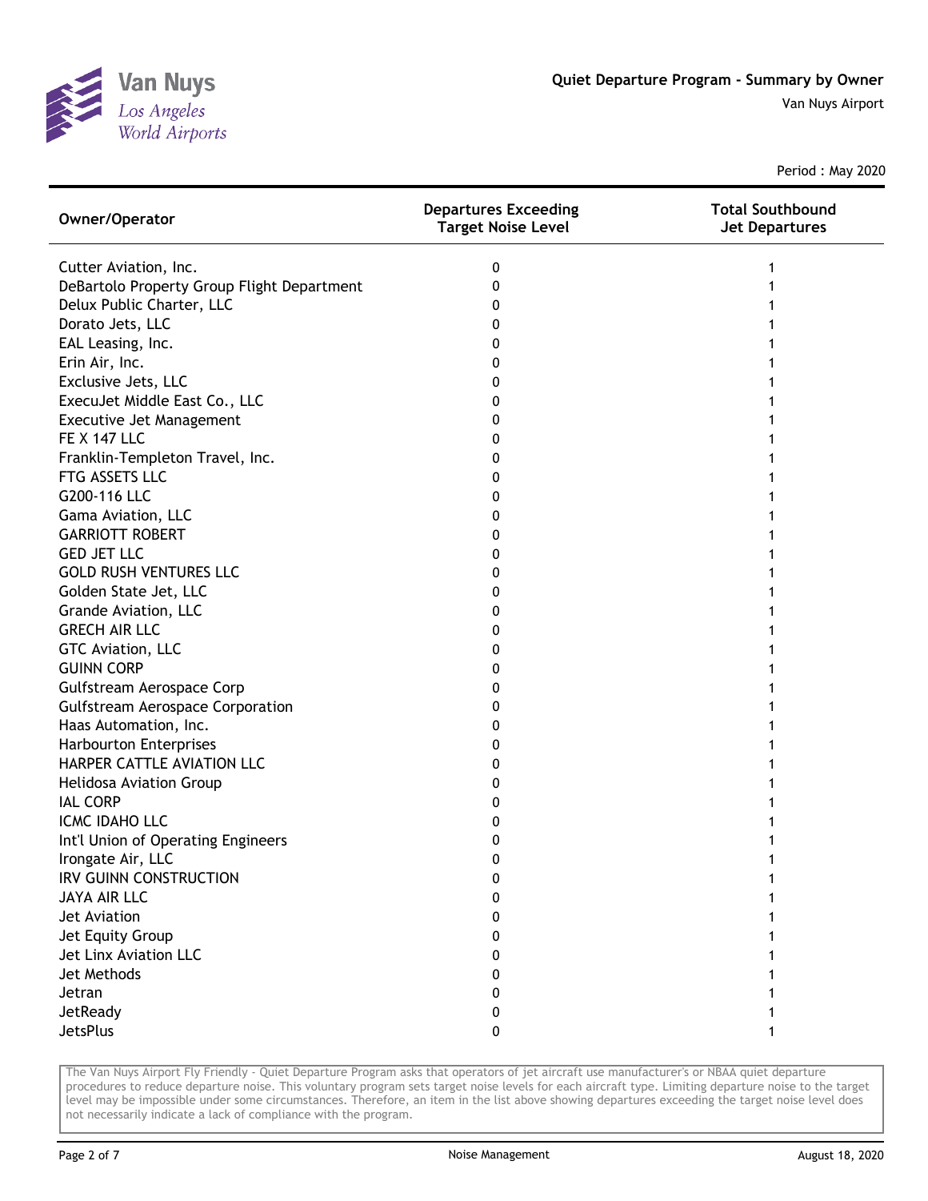# Quiet Departure Program - Summary by Owner

Van Nuys Airport

Period : May 2020

| Owner/Operator | Departures Exceeding Target Noise Level | Total Southbound Jet Departures |
|---|---|---|
| Cutter Aviation, Inc. | 0 | 1 |
| DeBartolo Property Group Flight Department | 0 | 1 |
| Delux Public Charter, LLC | 0 | 1 |
| Dorato Jets, LLC | 0 | 1 |
| EAL Leasing, Inc. | 0 | 1 |
| Erin Air, Inc. | 0 | 1 |
| Exclusive Jets, LLC | 0 | 1 |
| ExecuJet Middle East Co., LLC | 0 | 1 |
| Executive Jet Management | 0 | 1 |
| FE X 147 LLC | 0 | 1 |
| Franklin-Templeton Travel, Inc. | 0 | 1 |
| FTG ASSETS LLC | 0 | 1 |
| G200-116 LLC | 0 | 1 |
| Gama Aviation, LLC | 0 | 1 |
| GARRIOTT ROBERT | 0 | 1 |
| GED JET LLC | 0 | 1 |
| GOLD RUSH VENTURES LLC | 0 | 1 |
| Golden State Jet, LLC | 0 | 1 |
| Grande Aviation, LLC | 0 | 1 |
| GRECH AIR LLC | 0 | 1 |
| GTC Aviation, LLC | 0 | 1 |
| GUINN CORP | 0 | 1 |
| Gulfstream Aerospace Corp | 0 | 1 |
| Gulfstream Aerospace Corporation | 0 | 1 |
| Haas Automation, Inc. | 0 | 1 |
| Harbourton Enterprises | 0 | 1 |
| HARPER CATTLE AVIATION LLC | 0 | 1 |
| Helidosa Aviation Group | 0 | 1 |
| IAL CORP | 0 | 1 |
| ICMC IDAHO LLC | 0 | 1 |
| Int'l Union of Operating Engineers | 0 | 1 |
| Irongate Air, LLC | 0 | 1 |
| IRV GUINN CONSTRUCTION | 0 | 1 |
| JAYA AIR LLC | 0 | 1 |
| Jet Aviation | 0 | 1 |
| Jet Equity Group | 0 | 1 |
| Jet Linx Aviation LLC | 0 | 1 |
| Jet Methods | 0 | 1 |
| Jetran | 0 | 1 |
| JetReady | 0 | 1 |
| JetsPlus | 0 | 1 |

The Van Nuys Airport Fly Friendly - Quiet Departure Program asks that operators of jet aircraft use manufacturer's or NBAA quiet departure procedures to reduce departure noise. This voluntary program sets target noise levels for each aircraft type. Limiting departure noise to the target level may be impossible under some circumstances. Therefore, an item in the list above showing departures exceeding the target noise level does not necessarily indicate a lack of compliance with the program.

Noise Management

August 18, 2020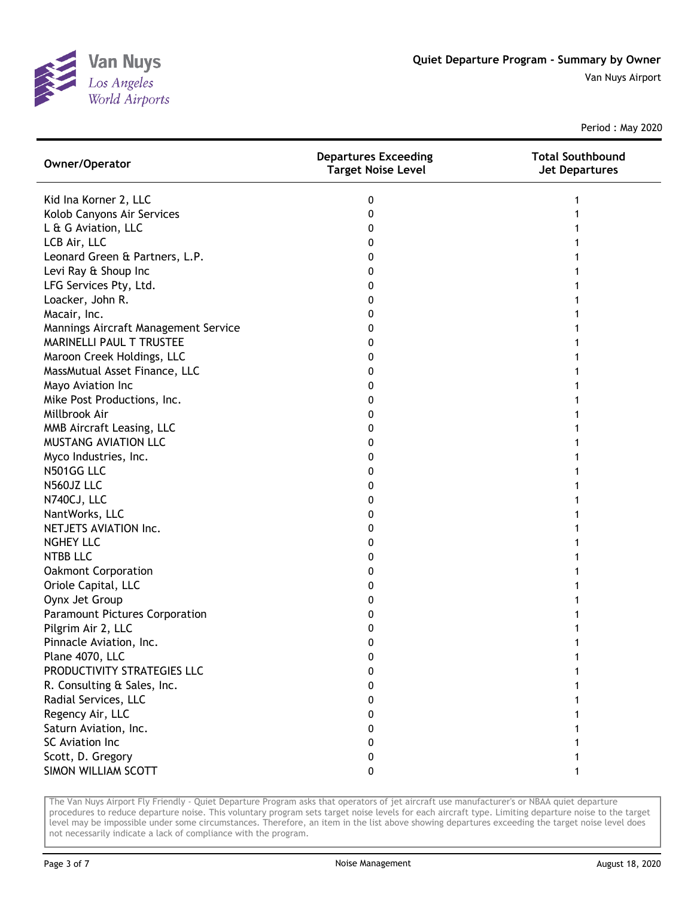# Quiet Departure Program - Summary by Owner

Van Nuys Airport

Period : May 2020

| Owner/Operator | Departures Exceeding Target Noise Level | Total Southbound Jet Departures |
|---|---|---|
| Kid Ina Korner 2, LLC | 0 | 1 |
| Kolob Canyons Air Services | 0 | 1 |
| L & G Aviation, LLC | 0 | 1 |
| LCB Air, LLC | 0 | 1 |
| Leonard Green & Partners, L.P. | 0 | 1 |
| Levi Ray & Shoup Inc | 0 | 1 |
| LFG Services Pty, Ltd. | 0 | 1 |
| Loacker, John R. | 0 | 1 |
| Macair, Inc. | 0 | 1 |
| Mannings Aircraft Management Service | 0 | 1 |
| MARINELLI PAUL T TRUSTEE | 0 | 1 |
| Maroon Creek Holdings, LLC | 0 | 1 |
| MassMutual Asset Finance, LLC | 0 | 1 |
| Mayo Aviation Inc | 0 | 1 |
| Mike Post Productions, Inc. | 0 | 1 |
| Millbrook Air | 0 | 1 |
| MMB Aircraft Leasing, LLC | 0 | 1 |
| MUSTANG AVIATION LLC | 0 | 1 |
| Myco Industries, Inc. | 0 | 1 |
| N501GG LLC | 0 | 1 |
| N560JZ LLC | 0 | 1 |
| N740CJ, LLC | 0 | 1 |
| NantWorks, LLC | 0 | 1 |
| NETJETS AVIATION Inc. | 0 | 1 |
| NGHEY LLC | 0 | 1 |
| NTBB LLC | 0 | 1 |
| Oakmont Corporation | 0 | 1 |
| Oriole Capital, LLC | 0 | 1 |
| Oynx Jet Group | 0 | 1 |
| Paramount Pictures Corporation | 0 | 1 |
| Pilgrim Air 2, LLC | 0 | 1 |
| Pinnacle Aviation, Inc. | 0 | 1 |
| Plane 4070, LLC | 0 | 1 |
| PRODUCTIVITY STRATEGIES LLC | 0 | 1 |
| R. Consulting & Sales, Inc. | 0 | 1 |
| Radial Services, LLC | 0 | 1 |
| Regency Air, LLC | 0 | 1 |
| Saturn Aviation, Inc. | 0 | 1 |
| SC Aviation Inc | 0 | 1 |
| Scott, D. Gregory | 0 | 1 |
| SIMON WILLIAM SCOTT | 0 | 1 |

The Van Nuys Airport Fly Friendly - Quiet Departure Program asks that operators of jet aircraft use manufacturer's or NBAA quiet departure procedures to reduce departure noise. This voluntary program sets target noise levels for each aircraft type. Limiting departure noise to the target level may be impossible under some circumstances. Therefore, an item in the list above showing departures exceeding the target noise level does not necessarily indicate a lack of compliance with the program.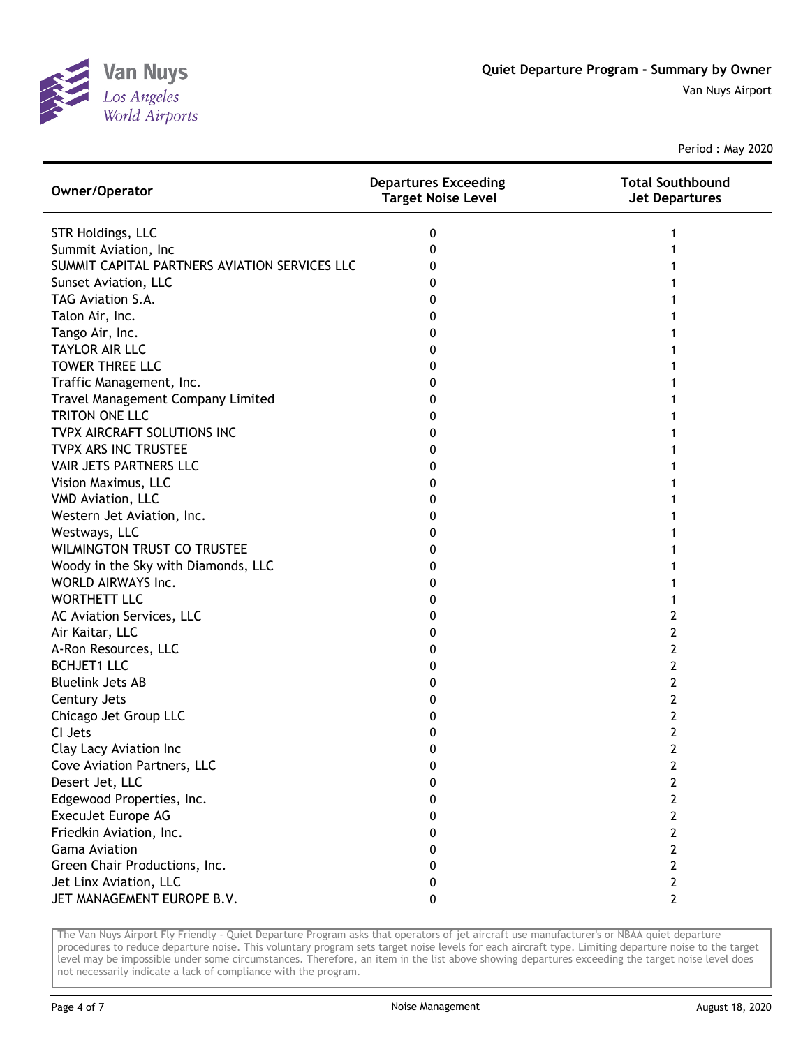# Quiet Departure Program - Summary by Owner

Van Nuys Airport

Period : May 2020

| Owner/Operator | Departures Exceeding Target Noise Level | Total Southbound Jet Departures |
|---|---|---|
| STR Holdings, LLC | 0 | 1 |
| Summit Aviation, Inc | 0 | 1 |
| SUMMIT CAPITAL PARTNERS AVIATION SERVICES LLC | 0 | 1 |
| Sunset Aviation, LLC | 0 | 1 |
| TAG Aviation S.A. | 0 | 1 |
| Talon Air, Inc. | 0 | 1 |
| Tango Air, Inc. | 0 | 1 |
| TAYLOR AIR LLC | 0 | 1 |
| TOWER THREE LLC | 0 | 1 |
| Traffic Management, Inc. | 0 | 1 |
| Travel Management Company Limited | 0 | 1 |
| TRITON ONE LLC | 0 | 1 |
| TVPX AIRCRAFT SOLUTIONS INC | 0 | 1 |
| TVPX ARS INC TRUSTEE | 0 | 1 |
| VAIR JETS PARTNERS LLC | 0 | 1 |
| Vision Maximus, LLC | 0 | 1 |
| VMD Aviation, LLC | 0 | 1 |
| Western Jet Aviation, Inc. | 0 | 1 |
| Westways, LLC | 0 | 1 |
| WILMINGTON TRUST CO TRUSTEE | 0 | 1 |
| Woody in the Sky with Diamonds, LLC | 0 | 1 |
| WORLD AIRWAYS Inc. | 0 | 1 |
| WORTHETT LLC | 0 | 1 |
| AC Aviation Services, LLC | 0 | 2 |
| Air Kaitar, LLC | 0 | 2 |
| A-Ron Resources, LLC | 0 | 2 |
| BCHJET1 LLC | 0 | 2 |
| Bluelink Jets AB | 0 | 2 |
| Century Jets | 0 | 2 |
| Chicago Jet Group LLC | 0 | 2 |
| CI Jets | 0 | 2 |
| Clay Lacy Aviation Inc | 0 | 2 |
| Cove Aviation Partners, LLC | 0 | 2 |
| Desert Jet, LLC | 0 | 2 |
| Edgewood Properties, Inc. | 0 | 2 |
| ExecuJet Europe AG | 0 | 2 |
| Friedkin Aviation, Inc. | 0 | 2 |
| Gama Aviation | 0 | 2 |
| Green Chair Productions, Inc. | 0 | 2 |
| Jet Linx Aviation, LLC | 0 | 2 |
| JET MANAGEMENT EUROPE B.V. | 0 | 2 |

The Van Nuys Airport Fly Friendly - Quiet Departure Program asks that operators of jet aircraft use manufacturer's or NBAA quiet departure procedures to reduce departure noise. This voluntary program sets target noise levels for each aircraft type. Limiting departure noise to the target level may be impossible under some circumstances. Therefore, an item in the list above showing departures exceeding the target noise level does not necessarily indicate a lack of compliance with the program.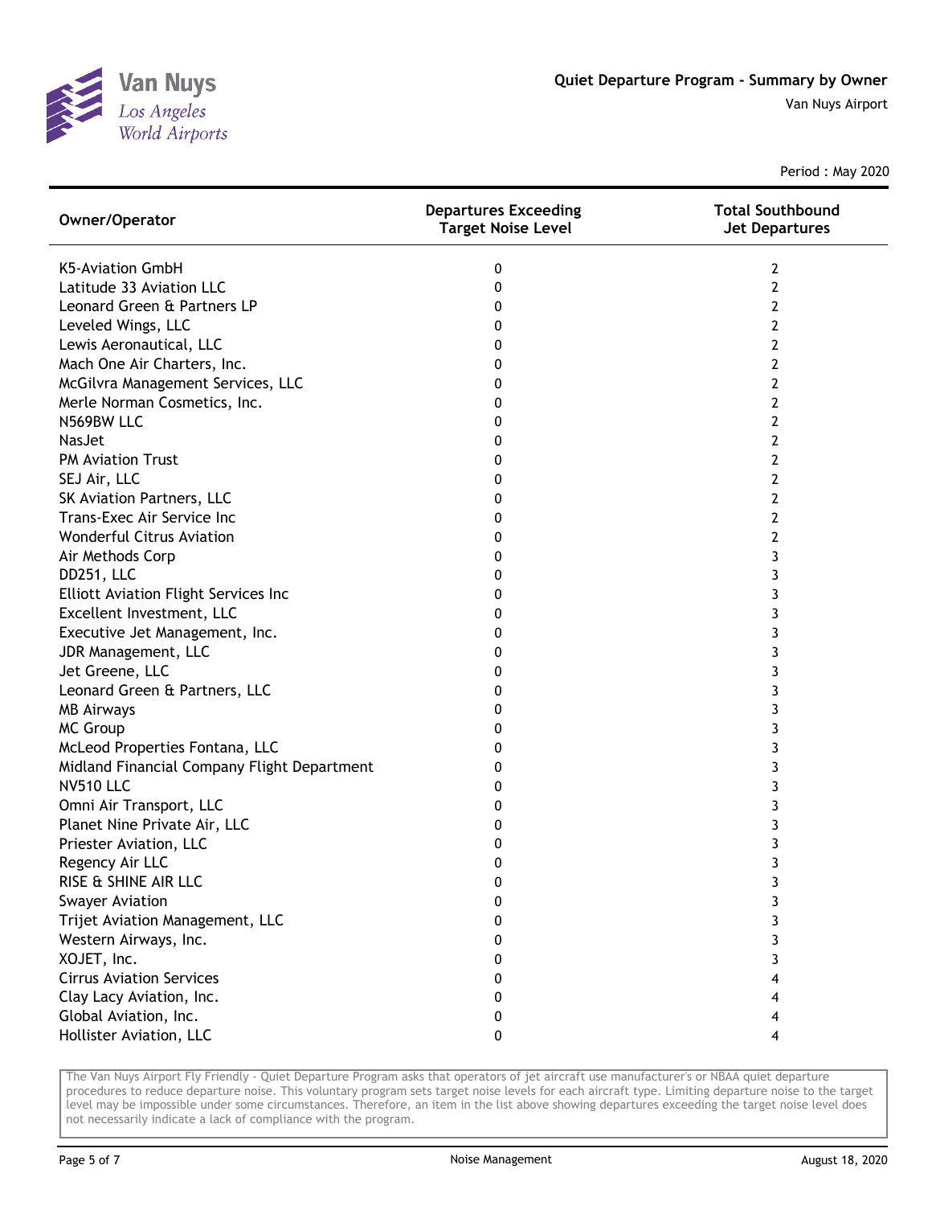# Quiet Departure Program - Summary by Owner

Van Nuys Airport

Period : May 2020

| Owner/Operator | Departures Exceeding Target Noise Level | Total Southbound Jet Departures |
|---|---|---|
| K5-Aviation GmbH | 0 | 2 |
| Latitude 33 Aviation LLC | 0 | 2 |
| Leonard Green & Partners LP | 0 | 2 |
| Leveled Wings, LLC | 0 | 2 |
| Lewis Aeronautical, LLC | 0 | 2 |
| Mach One Air Charters, Inc. | 0 | 2 |
| McGilvra Management Services, LLC | 0 | 2 |
| Merle Norman Cosmetics, Inc. | 0 | 2 |
| N569BW LLC | 0 | 2 |
| NasJet | 0 | 2 |
| PM Aviation Trust | 0 | 2 |
| SEJ Air, LLC | 0 | 2 |
| SK Aviation Partners, LLC | 0 | 2 |
| Trans-Exec Air Service Inc | 0 | 2 |
| Wonderful Citrus Aviation | 0 | 2 |
| Air Methods Corp | 0 | 3 |
| DD251, LLC | 0 | 3 |
| Elliott Aviation Flight Services Inc | 0 | 3 |
| Excellent Investment, LLC | 0 | 3 |
| Executive Jet Management, Inc. | 0 | 3 |
| JDR Management, LLC | 0 | 3 |
| Jet Greene, LLC | 0 | 3 |
| Leonard Green & Partners, LLC | 0 | 3 |
| MB Airways | 0 | 3 |
| MC Group | 0 | 3 |
| McLeod Properties Fontana, LLC | 0 | 3 |
| Midland Financial Company Flight Department | 0 | 3 |
| NV510 LLC | 0 | 3 |
| Omni Air Transport, LLC | 0 | 3 |
| Planet Nine Private Air, LLC | 0 | 3 |
| Priester Aviation, LLC | 0 | 3 |
| Regency Air LLC | 0 | 3 |
| RISE & SHINE AIR LLC | 0 | 3 |
| Swayer Aviation | 0 | 3 |
| Trijet Aviation Management, LLC | 0 | 3 |
| Western Airways, Inc. | 0 | 3 |
| XOJET, Inc. | 0 | 3 |
| Cirrus Aviation Services | 0 | 4 |
| Clay Lacy Aviation, Inc. | 0 | 4 |
| Global Aviation, Inc. | 0 | 4 |
| Hollister Aviation, LLC | 0 | 4 |

The Van Nuys Airport Fly Friendly - Quiet Departure Program asks that operators of jet aircraft use manufacturer's or NBAA quiet departure procedures to reduce departure noise. This voluntary program sets target noise levels for each aircraft type. Limiting departure noise to the target level may be impossible under some circumstances. Therefore, an item in the list above showing departures exceeding the target noise level does not necessarily indicate a lack of compliance with the program.

Noise Management

August 18, 2020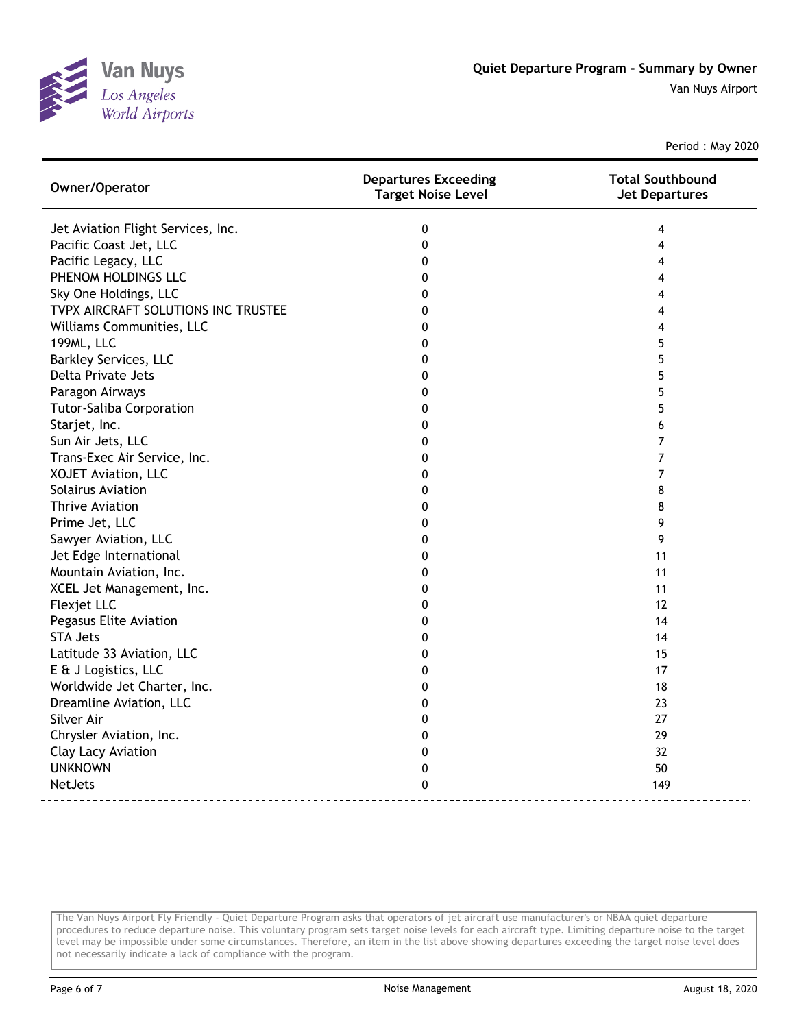# Quiet Departure Program - Summary by Owner

Van Nuys Airport

Period : May 2020

| Owner/Operator | Departures Exceeding Target Noise Level | Total Southbound Jet Departures |
|---|---|---|
| Jet Aviation Flight Services, Inc. | 0 | 4 |
| Pacific Coast Jet, LLC | 0 | 4 |
| Pacific Legacy, LLC | 0 | 4 |
| PHENOM HOLDINGS LLC | 0 | 4 |
| Sky One Holdings, LLC | 0 | 4 |
| TVPX AIRCRAFT SOLUTIONS INC TRUSTEE | 0 | 4 |
| Williams Communities, LLC | 0 | 4 |
| 199ML, LLC | 0 | 5 |
| Barkley Services, LLC | 0 | 5 |
| Delta Private Jets | 0 | 5 |
| Paragon Airways | 0 | 5 |
| Tutor-Saliba Corporation | 0 | 5 |
| Starjet, Inc. | 0 | 6 |
| Sun Air Jets, LLC | 0 | 7 |
| Trans-Exec Air Service, Inc. | 0 | 7 |
| XOJET Aviation, LLC | 0 | 7 |
| Solairus Aviation | 0 | 8 |
| Thrive Aviation | 0 | 8 |
| Prime Jet, LLC | 0 | 9 |
| Sawyer Aviation, LLC | 0 | 9 |
| Jet Edge International | 0 | 11 |
| Mountain Aviation, Inc. | 0 | 11 |
| XCEL Jet Management, Inc. | 0 | 11 |
| Flexjet LLC | 0 | 12 |
| Pegasus Elite Aviation | 0 | 14 |
| STA Jets | 0 | 14 |
| Latitude 33 Aviation, LLC | 0 | 15 |
| E & J Logistics, LLC | 0 | 17 |
| Worldwide Jet Charter, Inc. | 0 | 18 |
| Dreamline Aviation, LLC | 0 | 23 |
| Silver Air | 0 | 27 |
| Chrysler Aviation, Inc. | 0 | 29 |
| Clay Lacy Aviation | 0 | 32 |
| UNKNOWN | 0 | 50 |
| NetJets | 0 | 149 |

The Van Nuys Airport Fly Friendly - Quiet Departure Program asks that operators of jet aircraft use manufacturer's or NBAA quiet departure procedures to reduce departure noise. This voluntary program sets target noise levels for each aircraft type. Limiting departure noise to the target level may be impossible under some circumstances. Therefore, an item in the list above showing departures exceeding the target noise level does not necessarily indicate a lack of compliance with the program.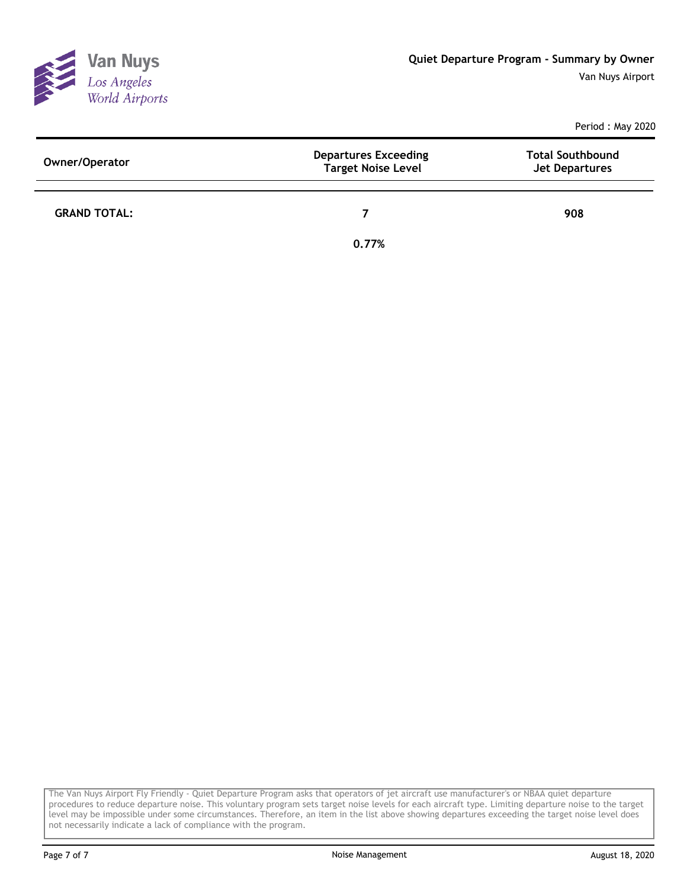# Quiet Departure Program - Summary by Owner

Van Nuys Airport

Period : May 2020

| Owner/Operator | Departures Exceeding Target Noise Level | Total Southbound Jet Departures |
|---|---|---|
| **GRAND TOTAL:** | **7** | **908** |
| | **0.77%** | |

The Van Nuys Airport Fly Friendly - Quiet Departure Program asks that operators of jet aircraft use manufacturer's or NBAA quiet departure procedures to reduce departure noise. This voluntary program sets target noise levels for each aircraft type. Limiting departure noise to the target level may be impossible under some circumstances. Therefore, an item in the list above showing departures exceeding the target noise level does not necessarily indicate a lack of compliance with the program.

Noise Management

August 18, 2020